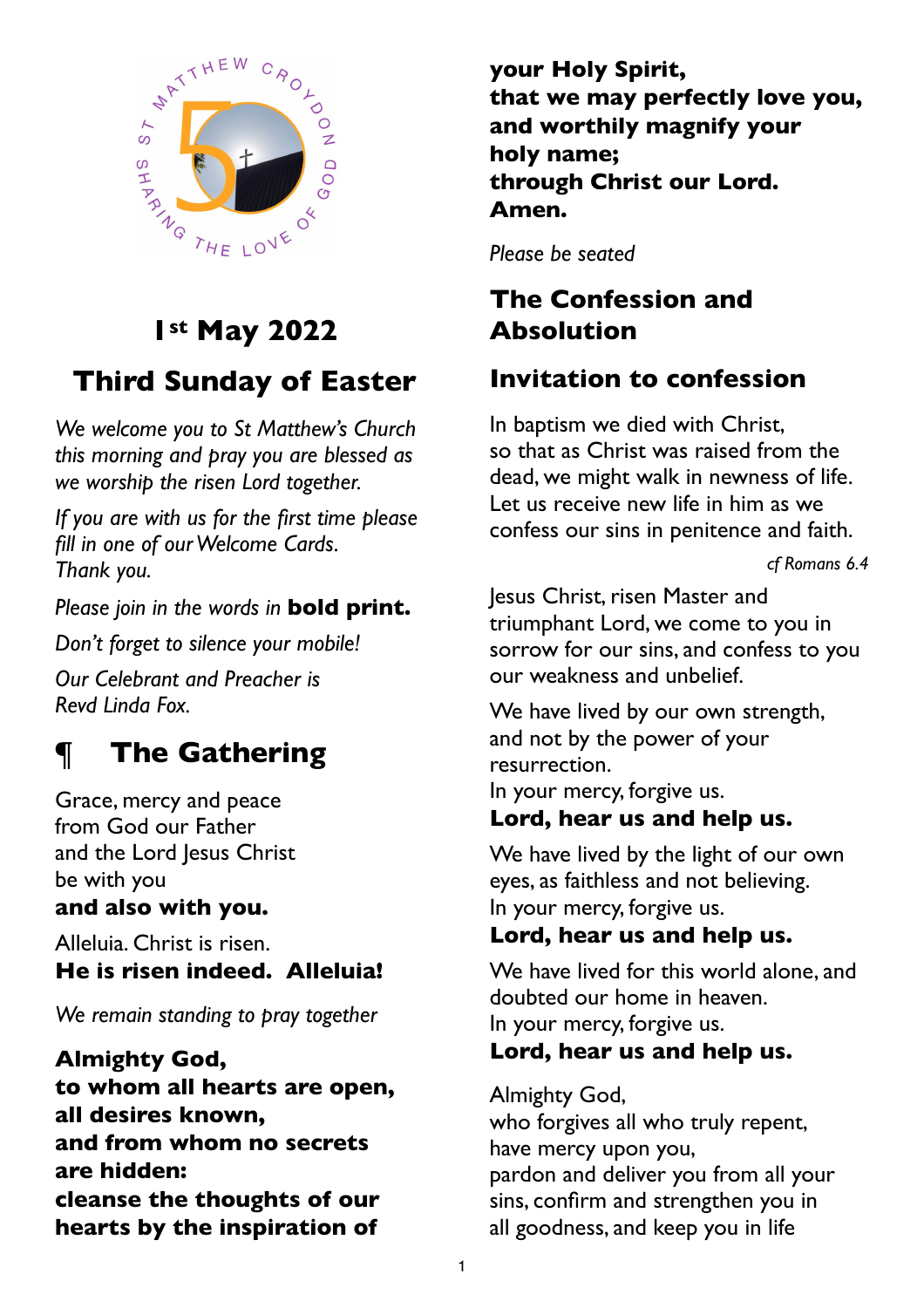# 1st May 2022

# Third Sunday of Easter

*We welcome you to St Matthew's Church this morning and pray you are blessed as we worship the risen Lord together.*

*If you are with us for the first time please fill in one of our Welcome Cards. Thank you.*

*Please join in the words in* **bold print.**

*Don't forget to silence your mobile!*

*Our Celebrant and Preacher is Revd Linda Fox.*

## ¶ The Gathering

Grace, mercy and peace  
from God our Father  
and the Lord Jesus Christ  
be with you  
**and also with you.**

Alleluia. Christ is risen.  
**He is risen indeed. Alleluia!**

*We remain standing to pray together*

**Almighty God,**  
**to whom all hearts are open,**  
**all desires known,**  
**and from whom no secrets are hidden:**  
**cleanse the thoughts of our hearts by the inspiration of your Holy Spirit,**  
**that we may perfectly love you,**  
**and worthily magnify your holy name;**  
**through Christ our Lord.**  
**Amen.**

*Please be seated*

## The Confession and Absolution

### Invitation to confession

In baptism we died with Christ,  
so that as Christ was raised from the dead, we might walk in newness of life.  
Let us receive new life in him as we confess our sins in penitence and faith.

*cf Romans 6.4*

Jesus Christ, risen Master and triumphant Lord, we come to you in sorrow for our sins, and confess to you our weakness and unbelief.

We have lived by our own strength, and not by the power of your resurrection.  
In your mercy, forgive us.  
**Lord, hear us and help us.**

We have lived by the light of our own eyes, as faithless and not believing.  
In your mercy, forgive us.  
**Lord, hear us and help us.**

We have lived for this world alone, and doubted our home in heaven.  
In your mercy, forgive us.  
**Lord, hear us and help us.**

Almighty God,  
who forgives all who truly repent,  
have mercy upon you,  
pardon and deliver you from all your sins, confirm and strengthen you in all goodness, and keep you in life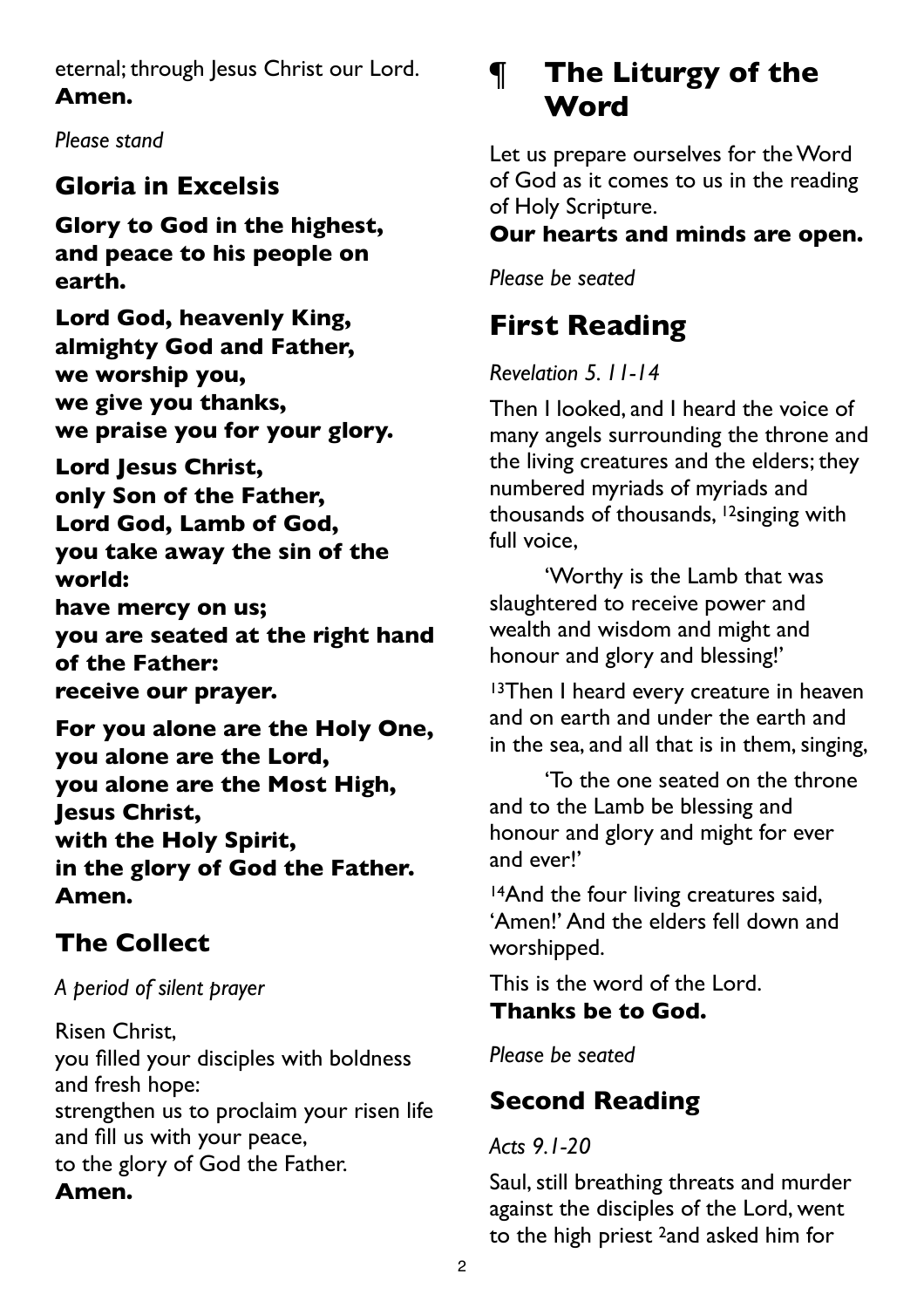eternal; through Jesus Christ our Lord.
**Amen.**

*Please stand*

## Gloria in Excelsis

**Glory to God in the highest,
and peace to his people on earth.**

**Lord God, heavenly King,
almighty God and Father,
we worship you,
we give you thanks,
we praise you for your glory.**

**Lord Jesus Christ,
only Son of the Father,
Lord God, Lamb of God,
you take away the sin of the world:
have mercy on us;
you are seated at the right hand of the Father:
receive our prayer.**

**For you alone are the Holy One,
you alone are the Lord,
you alone are the Most High,
Jesus Christ,
with the Holy Spirit,
in the glory of God the Father.
Amen.**

## The Collect

*A period of silent prayer*

Risen Christ,
you filled your disciples with boldness and fresh hope:
strengthen us to proclaim your risen life
and fill us with your peace,
to the glory of God the Father.
**Amen.**

# ¶ The Liturgy of the Word

Let us prepare ourselves for the Word of God as it comes to us in the reading of Holy Scripture.
**Our hearts and minds are open.**

*Please be seated*

# First Reading

*Revelation 5. 11-14*

Then I looked, and I heard the voice of many angels surrounding the throne and the living creatures and the elders; they numbered myriads of myriads and thousands of thousands, [12]singing with full voice,

'Worthy is the Lamb that was slaughtered to receive power and wealth and wisdom and might and honour and glory and blessing!'

[13]Then I heard every creature in heaven and on earth and under the earth and in the sea, and all that is in them, singing,

'To the one seated on the throne and to the Lamb be blessing and honour and glory and might for ever and ever!'

[14]And the four living creatures said, 'Amen!' And the elders fell down and worshipped.

This is the word of the Lord.
**Thanks be to God.**

*Please be seated*

## Second Reading

*Acts 9.1-20*

Saul, still breathing threats and murder against the disciples of the Lord, went to the high priest [2]and asked him for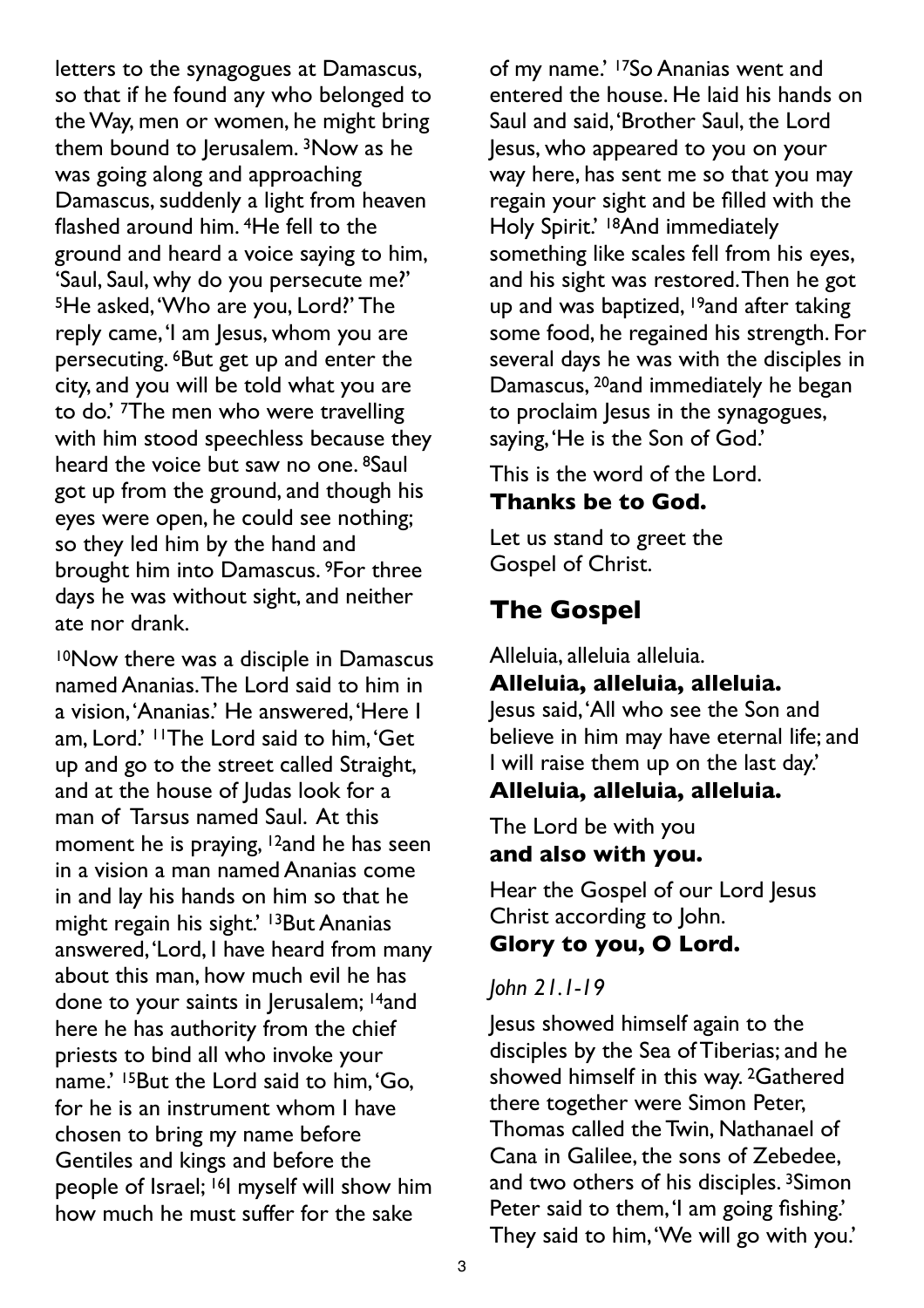letters to the synagogues at Damascus, so that if he found any who belonged to the Way, men or women, he might bring them bound to Jerusalem. [3]Now as he was going along and approaching Damascus, suddenly a light from heaven flashed around him. [4]He fell to the ground and heard a voice saying to him, 'Saul, Saul, why do you persecute me?' [5]He asked, 'Who are you, Lord?' The reply came, 'I am Jesus, whom you are persecuting. [6]But get up and enter the city, and you will be told what you are to do.' [7]The men who were travelling with him stood speechless because they heard the voice but saw no one. [8]Saul got up from the ground, and though his eyes were open, he could see nothing; so they led him by the hand and brought him into Damascus. [9]For three days he was without sight, and neither ate nor drank.

[10]Now there was a disciple in Damascus named Ananias. The Lord said to him in a vision, 'Ananias.' He answered, 'Here I am, Lord.' [11]The Lord said to him, 'Get up and go to the street called Straight, and at the house of Judas look for a man of Tarsus named Saul. At this moment he is praying, [12]and he has seen in a vision a man named Ananias come in and lay his hands on him so that he might regain his sight.' [13]But Ananias answered, 'Lord, I have heard from many about this man, how much evil he has done to your saints in Jerusalem; [14]and here he has authority from the chief priests to bind all who invoke your name.' [15]But the Lord said to him, 'Go, for he is an instrument whom I have chosen to bring my name before Gentiles and kings and before the people of Israel; [16]I myself will show him how much he must suffer for the sake of my name.' [17]So Ananias went and entered the house. He laid his hands on Saul and said, 'Brother Saul, the Lord Jesus, who appeared to you on your way here, has sent me so that you may regain your sight and be filled with the Holy Spirit.' [18]And immediately something like scales fell from his eyes, and his sight was restored. Then he got up and was baptized, [19]and after taking some food, he regained his strength. For several days he was with the disciples in Damascus, [20]and immediately he began to proclaim Jesus in the synagogues, saying, 'He is the Son of God.'

This is the word of the Lord.
**Thanks be to God.**

Let us stand to greet the Gospel of Christ.

## The Gospel

Alleluia, alleluia alleluia.
**Alleluia, alleluia, alleluia.**
Jesus said, 'All who see the Son and believe in him may have eternal life; and I will raise them up on the last day.'
**Alleluia, alleluia, alleluia.**

The Lord be with you
**and also with you.**

Hear the Gospel of our Lord Jesus Christ according to John.
**Glory to you, O Lord.**

*John 21.1-19*

Jesus showed himself again to the disciples by the Sea of Tiberias; and he showed himself in this way. [2]Gathered there together were Simon Peter, Thomas called the Twin, Nathanael of Cana in Galilee, the sons of Zebedee, and two others of his disciples. [3]Simon Peter said to them, 'I am going fishing.' They said to him, 'We will go with you.'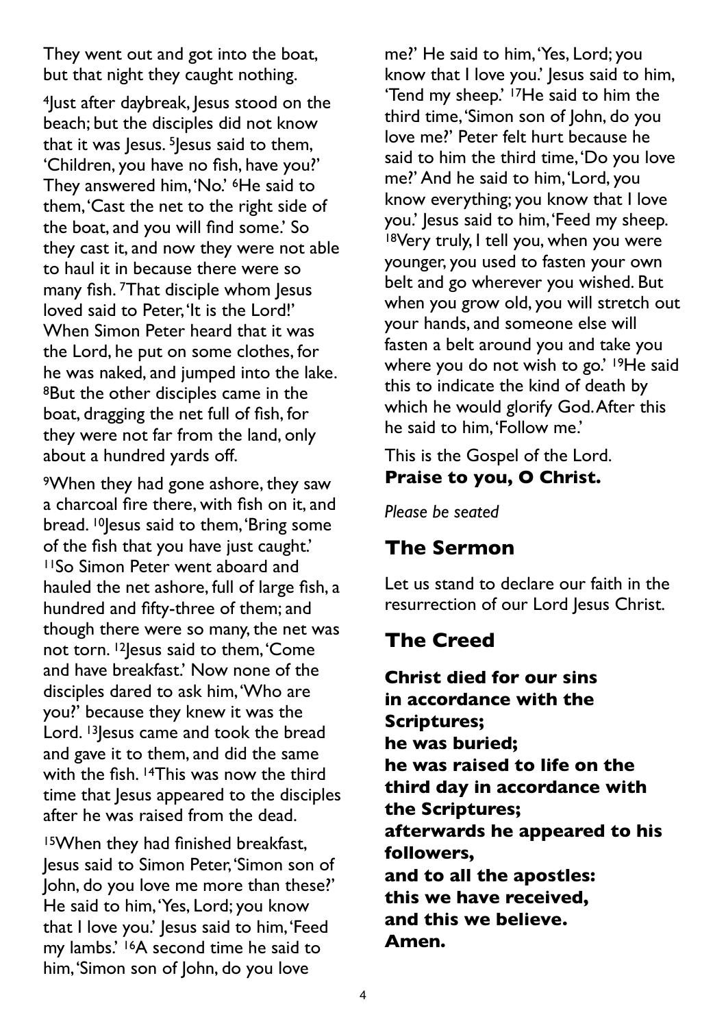They went out and got into the boat, but that night they caught nothing.

[4]Just after daybreak, Jesus stood on the beach; but the disciples did not know that it was Jesus. [5]Jesus said to them, 'Children, you have no fish, have you?' They answered him, 'No.' [6]He said to them, 'Cast the net to the right side of the boat, and you will find some.' So they cast it, and now they were not able to haul it in because there were so many fish. [7]That disciple whom Jesus loved said to Peter, 'It is the Lord!' When Simon Peter heard that it was the Lord, he put on some clothes, for he was naked, and jumped into the lake. [8]But the other disciples came in the boat, dragging the net full of fish, for they were not far from the land, only about a hundred yards off.

[9]When they had gone ashore, they saw a charcoal fire there, with fish on it, and bread. [10]Jesus said to them, 'Bring some of the fish that you have just caught.' [11]So Simon Peter went aboard and hauled the net ashore, full of large fish, a hundred and fifty-three of them; and though there were so many, the net was not torn. [12]Jesus said to them, 'Come and have breakfast.' Now none of the disciples dared to ask him, 'Who are you?' because they knew it was the Lord. [13]Jesus came and took the bread and gave it to them, and did the same with the fish. [14]This was now the third time that Jesus appeared to the disciples after he was raised from the dead.

[15]When they had finished breakfast, Jesus said to Simon Peter, 'Simon son of John, do you love me more than these?' He said to him, 'Yes, Lord; you know that I love you.' Jesus said to him, 'Feed my lambs.' [16]A second time he said to him, 'Simon son of John, do you love me?' He said to him, 'Yes, Lord; you know that I love you.' Jesus said to him, 'Tend my sheep.' [17]He said to him the third time, 'Simon son of John, do you love me?' Peter felt hurt because he said to him the third time, 'Do you love me?' And he said to him, 'Lord, you know everything; you know that I love you.' Jesus said to him, 'Feed my sheep. [18]Very truly, I tell you, when you were younger, you used to fasten your own belt and go wherever you wished. But when you grow old, you will stretch out your hands, and someone else will fasten a belt around you and take you where you do not wish to go.' [19]He said this to indicate the kind of death by which he would glorify God. After this he said to him, 'Follow me.'

This is the Gospel of the Lord.
**Praise to you, O Christ.**

*Please be seated*

## The Sermon

Let us stand to declare our faith in the resurrection of our Lord Jesus Christ.

## The Creed

**Christ died for our sins in accordance with the Scriptures;
he was buried;
he was raised to life on the third day in accordance with the Scriptures;
afterwards he appeared to his followers,
and to all the apostles:
this we have received,
and this we believe.
Amen.**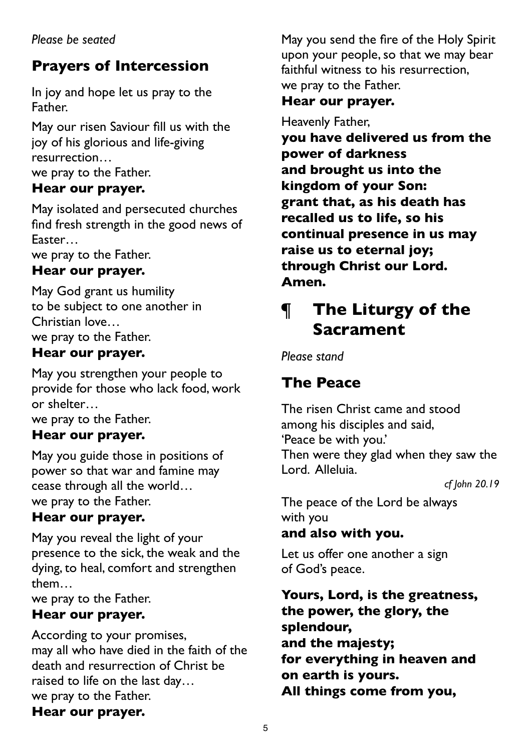*Please be seated*

## Prayers of Intercession

In joy and hope let us pray to the Father.

May our risen Saviour fill us with the joy of his glorious and life-giving resurrection…
we pray to the Father.
**Hear our prayer.**

May isolated and persecuted churches find fresh strength in the good news of Easter…
we pray to the Father.
**Hear our prayer.**

May God grant us humility
to be subject to one another in Christian love…
we pray to the Father.
**Hear our prayer.**

May you strengthen your people to provide for those who lack food, work or shelter…
we pray to the Father.
**Hear our prayer.**

May you guide those in positions of power so that war and famine may cease through all the world…
we pray to the Father.
**Hear our prayer.**

May you reveal the light of your presence to the sick, the weak and the dying, to heal, comfort and strengthen them…
we pray to the Father.
**Hear our prayer.**

According to your promises,
may all who have died in the faith of the death and resurrection of Christ be raised to life on the last day…
we pray to the Father.
**Hear our prayer.**

May you send the fire of the Holy Spirit upon your people, so that we may bear faithful witness to his resurrection,
we pray to the Father.
**Hear our prayer.**

Heavenly Father,
**you have delivered us from the power of darkness**
**and brought us into the kingdom of your Son:**
**grant that, as his death has recalled us to life, so his continual presence in us may raise us to eternal joy;**
**through Christ our Lord.**
**Amen.**

# ¶ The Liturgy of the Sacrament

*Please stand*

## The Peace

The risen Christ came and stood among his disciples and said,
'Peace be with you.'
Then were they glad when they saw the Lord. Alleluia.

*cf John 20.19*

The peace of the Lord be always with you
**and also with you.**

Let us offer one another a sign of God's peace.

**Yours, Lord, is the greatness, the power, the glory, the splendour,**
**and the majesty;**
**for everything in heaven and on earth is yours.**
**All things come from you,**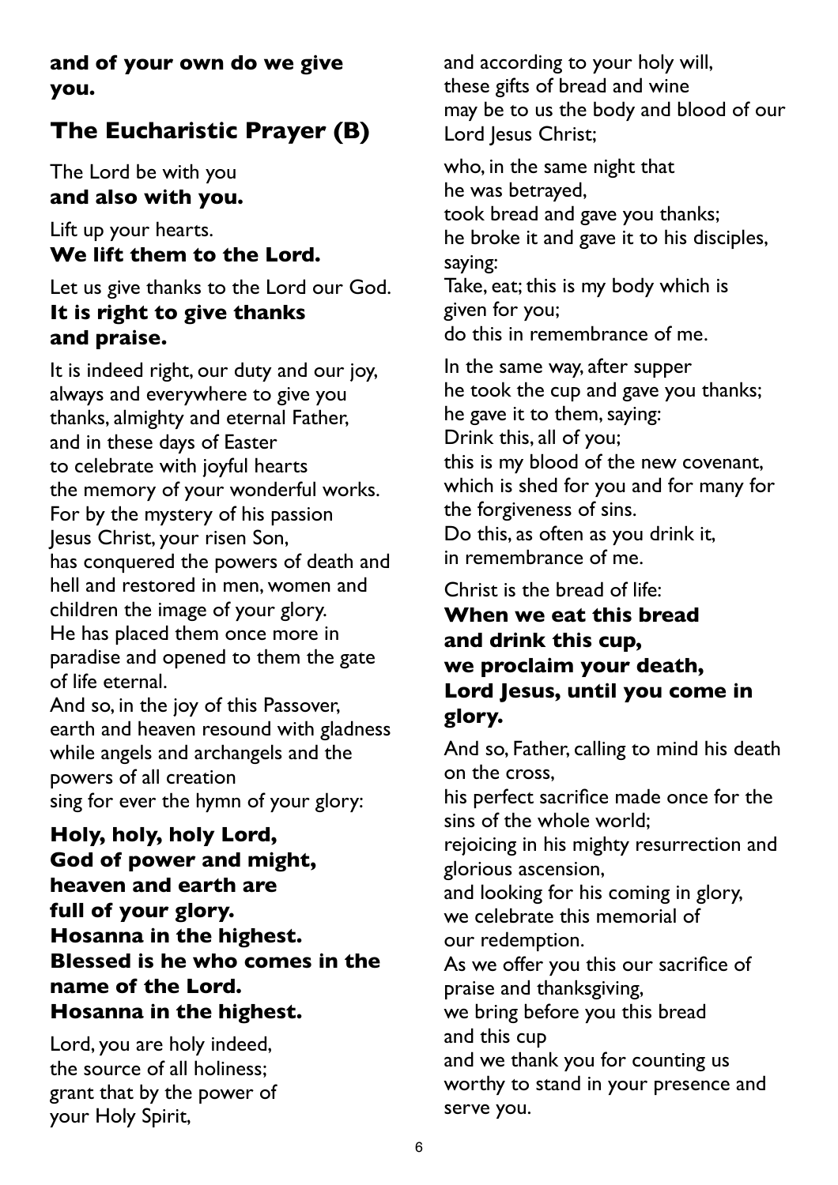**and of your own do we give you.**

## The Eucharistic Prayer (B)

The Lord be with you
**and also with you.**

Lift up your hearts.
**We lift them to the Lord.**

Let us give thanks to the Lord our God.
**It is right to give thanks and praise.**

It is indeed right, our duty and our joy, always and everywhere to give you thanks, almighty and eternal Father, and in these days of Easter to celebrate with joyful hearts the memory of your wonderful works. For by the mystery of his passion Jesus Christ, your risen Son, has conquered the powers of death and hell and restored in men, women and children the image of your glory. He has placed them once more in paradise and opened to them the gate of life eternal.
And so, in the joy of this Passover, earth and heaven resound with gladness while angels and archangels and the powers of all creation sing for ever the hymn of your glory:

**Holy, holy, holy Lord,
God of power and might,
heaven and earth are
full of your glory.
Hosanna in the highest.
Blessed is he who comes in the name of the Lord.
Hosanna in the highest.**

Lord, you are holy indeed,
the source of all holiness;
grant that by the power of your Holy Spirit,
and according to your holy will,
these gifts of bread and wine
may be to us the body and blood of our Lord Jesus Christ;

who, in the same night that
he was betrayed,
took bread and gave you thanks;
he broke it and gave it to his disciples, saying:
Take, eat; this is my body which is given for you;
do this in remembrance of me.

In the same way, after supper
he took the cup and gave you thanks;
he gave it to them, saying:
Drink this, all of you;
this is my blood of the new covenant, which is shed for you and for many for the forgiveness of sins.
Do this, as often as you drink it,
in remembrance of me.

Christ is the bread of life:
**When we eat this bread
and drink this cup,
we proclaim your death,
Lord Jesus, until you come in glory.**

And so, Father, calling to mind his death on the cross,
his perfect sacrifice made once for the sins of the whole world;
rejoicing in his mighty resurrection and glorious ascension,
and looking for his coming in glory,
we celebrate this memorial of
our redemption.
As we offer you this our sacrifice of praise and thanksgiving,
we bring before you this bread
and this cup
and we thank you for counting us worthy to stand in your presence and serve you.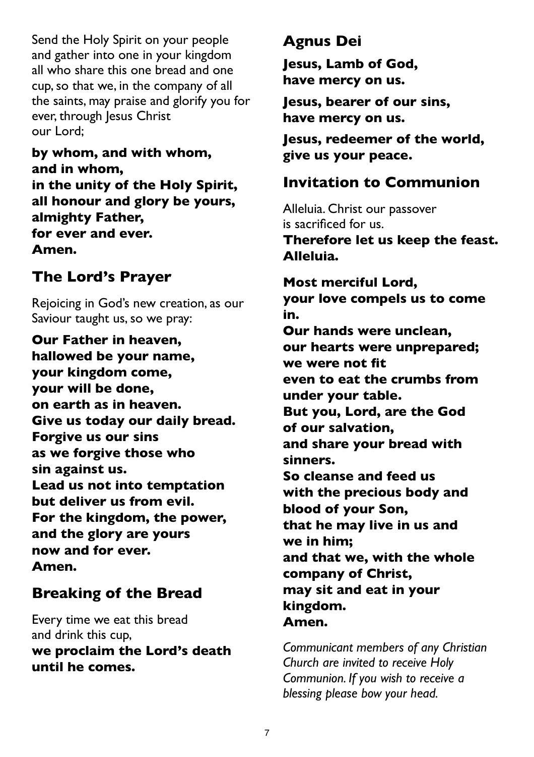Send the Holy Spirit on your people
and gather into one in your kingdom
all who share this one bread and one
cup, so that we, in the company of all
the saints, may praise and glorify you for
ever, through Jesus Christ
our Lord;

**by whom, and with whom,
and in whom,
in the unity of the Holy Spirit,
all honour and glory be yours,
almighty Father,
for ever and ever.
Amen.**

## The Lord's Prayer

Rejoicing in God's new creation, as our
Saviour taught us, so we pray:

**Our Father in heaven,
hallowed be your name,
your kingdom come,
your will be done,
on earth as in heaven.
Give us today our daily bread.
Forgive us our sins
as we forgive those who
sin against us.
Lead us not into temptation
but deliver us from evil.
For the kingdom, the power,
and the glory are yours
now and for ever.
Amen.**

## Breaking of the Bread

Every time we eat this bread
and drink this cup,
**we proclaim the Lord's death
until he comes.**

## Agnus Dei

**Jesus, Lamb of God,
have mercy on us.**

**Jesus, bearer of our sins,
have mercy on us.**

**Jesus, redeemer of the world,
give us your peace.**

## Invitation to Communion

Alleluia. Christ our passover
is sacrificed for us.
**Therefore let us keep the feast.
Alleluia.**

**Most merciful Lord,
your love compels us to come
in.
Our hands were unclean,
our hearts were unprepared;
we were not fit
even to eat the crumbs from
under your table.
But you, Lord, are the God
of our salvation,
and share your bread with
sinners.
So cleanse and feed us
with the precious body and
blood of your Son,
that he may live in us and
we in him;
and that we, with the whole
company of Christ,
may sit and eat in your
kingdom.
Amen.**

*Communicant members of any Christian
Church are invited to receive Holy
Communion. If you wish to receive a
blessing please bow your head.*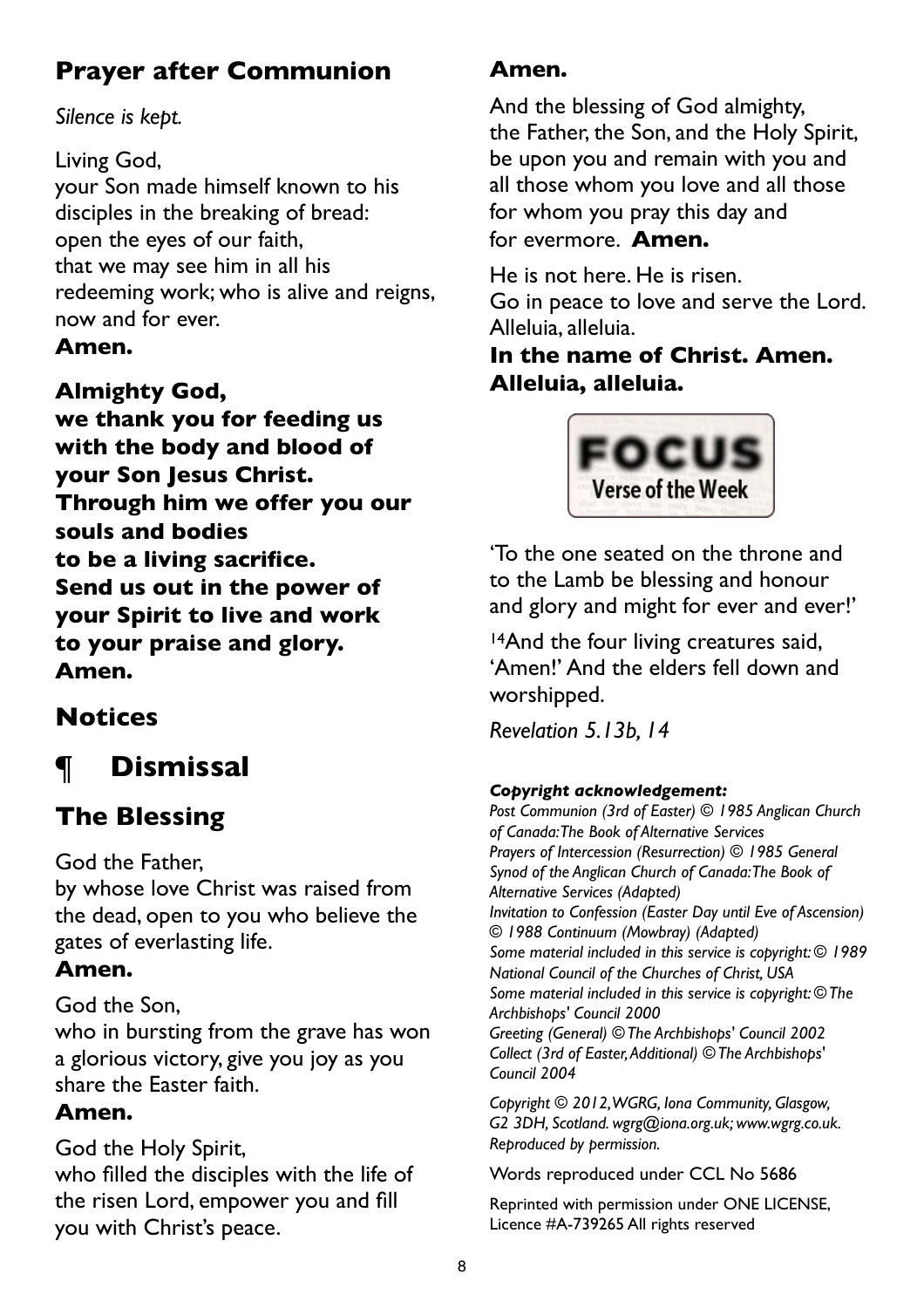## Prayer after Communion

*Silence is kept.*

Living God,
your Son made himself known to his disciples in the breaking of bread:
open the eyes of our faith,
that we may see him in all his redeeming work; who is alive and reigns, now and for ever.
**Amen.**

**Almighty God,**
**we thank you for feeding us with the body and blood of your Son Jesus Christ.**
**Through him we offer you our souls and bodies**
**to be a living sacrifice.**
**Send us out in the power of your Spirit to live and work**
**to your praise and glory.**
**Amen.**

## Notices

# ¶ Dismissal

## The Blessing

God the Father,
by whose love Christ was raised from the dead, open to you who believe the gates of everlasting life.
**Amen.**

God the Son,
who in bursting from the grave has won a glorious victory, give you joy as you share the Easter faith.
**Amen.**

God the Holy Spirit,
who filled the disciples with the life of the risen Lord, empower you and fill you with Christ's peace.
**Amen.**

And the blessing of God almighty,
the Father, the Son, and the Holy Spirit,
be upon you and remain with you and all those whom you love and all those for whom you pray this day and
for evermore. **Amen.**

He is not here. He is risen.
Go in peace to love and serve the Lord.
Alleluia, alleluia.
**In the name of Christ. Amen.**
**Alleluia, alleluia.**

FOCUS
Verse of the Week

'To the one seated on the throne and to the Lamb be blessing and honour and glory and might for ever and ever!'

[14]And the four living creatures said, 'Amen!' And the elders fell down and worshipped.

*Revelation 5.13b, 14*

***Copyright acknowledgement:***
*Post Communion (3rd of Easter) © 1985 Anglican Church of Canada: The Book of Alternative Services*
*Prayers of Intercession (Resurrection) © 1985 General Synod of the Anglican Church of Canada: The Book of Alternative Services (Adapted)*
*Invitation to Confession (Easter Day until Eve of Ascension) © 1988 Continuum (Mowbray) (Adapted)*
*Some material included in this service is copyright: © 1989 National Council of the Churches of Christ, USA*
*Some material included in this service is copyright: © The Archbishops' Council 2000*
*Greeting (General) © The Archbishops' Council 2002*
*Collect (3rd of Easter, Additional) © The Archbishops' Council 2004*

*Copyright © 2012, WGRG, Iona Community, Glasgow, G2 3DH, Scotland. wgrg@iona.org.uk; www.wgrg.co.uk. Reproduced by permission.*

Words reproduced under CCL No 5686

Reprinted with permission under ONE LICENSE, Licence #A-739265 All rights reserved